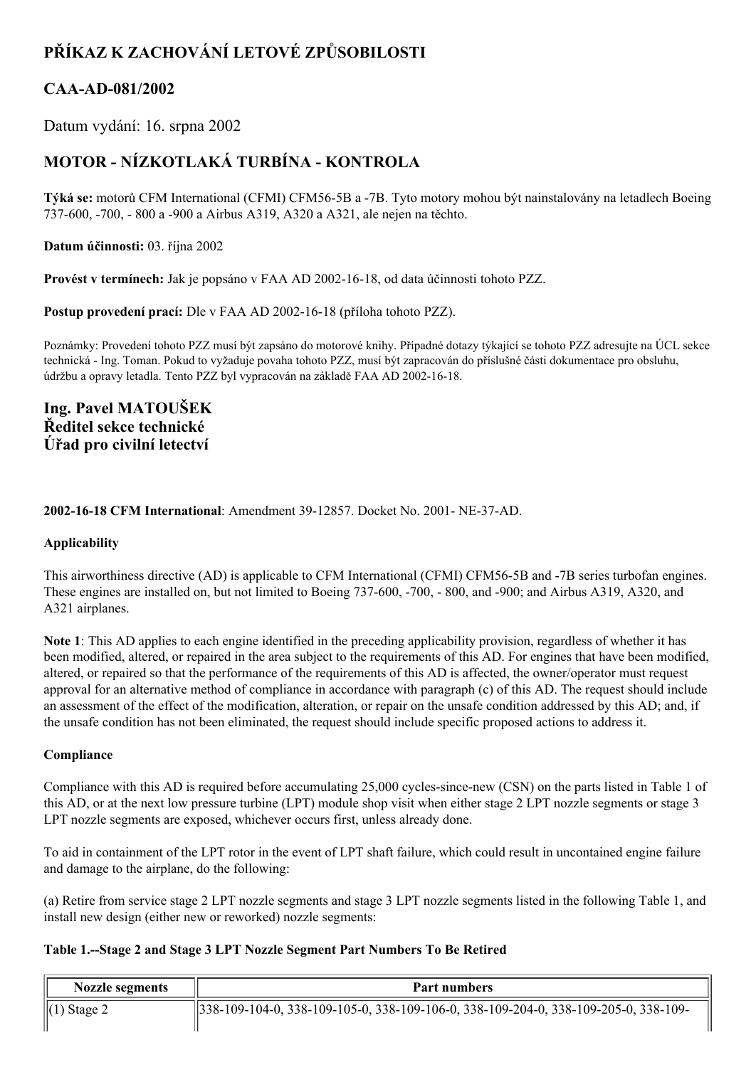# PŘÍKAZ K ZACHOVÁNÍ LETOVÉ ZPŮSOBILOSTI

## CAA-AD-081/2002

Datum vydání: 16. srpna 2002

## MOTOR - NÍZKOTLAKÁ TURBÍNA - KONTROLA

**Týká se:** motorů CFM International (CFMI) CFM56-5B a -7B. Tyto motory mohou být nainstalovány na letadlech Boeing 737-600, -700, - 800 a -900 a Airbus A319, A320 a A321, ale nejen na těchto.

**Datum účinnosti:** 03. října 2002

**Provést v termínech:** Jak je popsáno v FAA AD 2002-16-18, od data účinnosti tohoto PZZ.

**Postup provedení prací:** Dle v FAA AD 2002-16-18 (příloha tohoto PZZ).

Poznámky: Provedení tohoto PZZ musí být zapsáno do motorové knihy. Případné dotazy týkající se tohoto PZZ adresujte na ÚCL sekce technická - Ing. Toman. Pokud to vyžaduje povaha tohoto PZZ, musí být zapracován do příslušné části dokumentace pro obsluhu, údržbu a opravy letadla. Tento PZZ byl vypracován na základě FAA AD 2002-16-18.

**Ing. Pavel MATOUŠEK**
**Ředitel sekce technické**
**Úřad pro civilní letectví**

**2002-16-18 CFM International**: Amendment 39-12857. Docket No. 2001- NE-37-AD.

**Applicability**

This airworthiness directive (AD) is applicable to CFM International (CFMI) CFM56-5B and -7B series turbofan engines. These engines are installed on, but not limited to Boeing 737-600, -700, - 800, and -900; and Airbus A319, A320, and A321 airplanes.

**Note 1**: This AD applies to each engine identified in the preceding applicability provision, regardless of whether it has been modified, altered, or repaired in the area subject to the requirements of this AD. For engines that have been modified, altered, or repaired so that the performance of the requirements of this AD is affected, the owner/operator must request approval for an alternative method of compliance in accordance with paragraph (c) of this AD. The request should include an assessment of the effect of the modification, alteration, or repair on the unsafe condition addressed by this AD; and, if the unsafe condition has not been eliminated, the request should include specific proposed actions to address it.

**Compliance**

Compliance with this AD is required before accumulating 25,000 cycles-since-new (CSN) on the parts listed in Table 1 of this AD, or at the next low pressure turbine (LPT) module shop visit when either stage 2 LPT nozzle segments or stage 3 LPT nozzle segments are exposed, whichever occurs first, unless already done.

To aid in containment of the LPT rotor in the event of LPT shaft failure, which could result in uncontained engine failure and damage to the airplane, do the following:

(a) Retire from service stage 2 LPT nozzle segments and stage 3 LPT nozzle segments listed in the following Table 1, and install new design (either new or reworked) nozzle segments:

**Table 1.--Stage 2 and Stage 3 LPT Nozzle Segment Part Numbers To Be Retired**

| Nozzle segments | Part numbers |
|---|---|
| (1) Stage 2 | 338-109-104-0, 338-109-105-0, 338-109-106-0, 338-109-204-0, 338-109-205-0, 338-109- |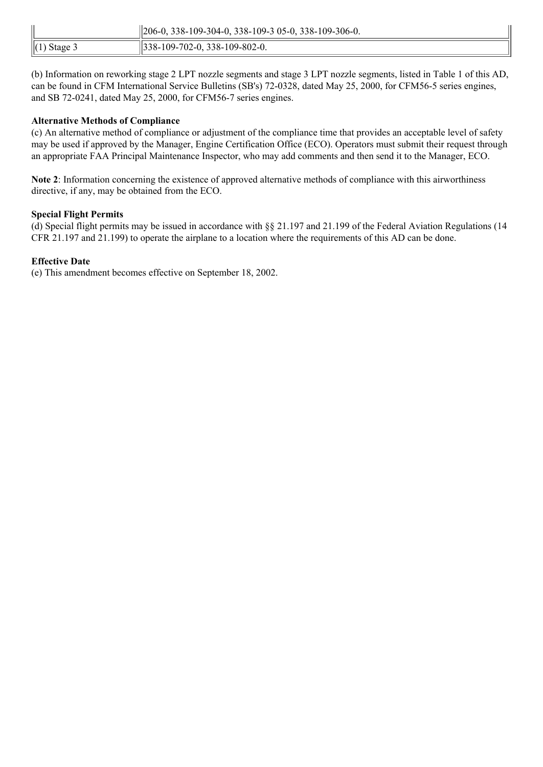| | |
|---|---|
| | 206-0, 338-109-304-0, 338-109-3 05-0, 338-109-306-0. |
| (1) Stage 3 | 338-109-702-0, 338-109-802-0. |

(b) Information on reworking stage 2 LPT nozzle segments and stage 3 LPT nozzle segments, listed in Table 1 of this AD, can be found in CFM International Service Bulletins (SB's) 72-0328, dated May 25, 2000, for CFM56-5 series engines, and SB 72-0241, dated May 25, 2000, for CFM56-7 series engines.

**Alternative Methods of Compliance**

(c) An alternative method of compliance or adjustment of the compliance time that provides an acceptable level of safety may be used if approved by the Manager, Engine Certification Office (ECO). Operators must submit their request through an appropriate FAA Principal Maintenance Inspector, who may add comments and then send it to the Manager, ECO.

**Note 2**: Information concerning the existence of approved alternative methods of compliance with this airworthiness directive, if any, may be obtained from the ECO.

**Special Flight Permits**

(d) Special flight permits may be issued in accordance with §§ 21.197 and 21.199 of the Federal Aviation Regulations (14 CFR 21.197 and 21.199) to operate the airplane to a location where the requirements of this AD can be done.

**Effective Date**

(e) This amendment becomes effective on September 18, 2002.